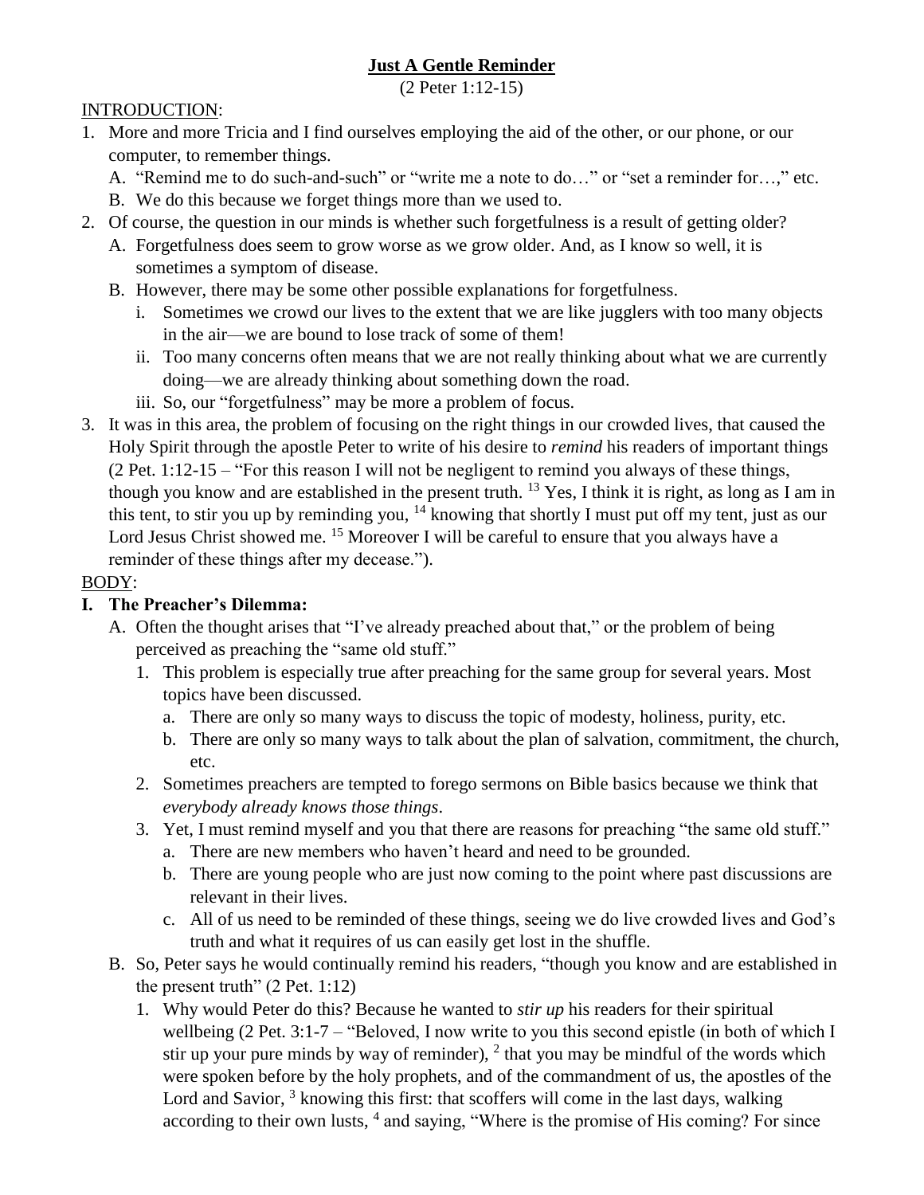**<u>Just A Gentle Reminder</u>**

(2 Peter 1:12-15)

<u>INTRODUCTION</u>:

1. More and more Tricia and I find ourselves employing the aid of the other, or our phone, or our computer, to remember things.
   A. "Remind me to do such-and-such" or "write me a note to do…" or "set a reminder for…," etc.
   B. We do this because we forget things more than we used to.
2. Of course, the question in our minds is whether such forgetfulness is a result of getting older?
   A. Forgetfulness does seem to grow worse as we grow older. And, as I know so well, it is sometimes a symptom of disease.
   B. However, there may be some other possible explanations for forgetfulness.
      i. Sometimes we crowd our lives to the extent that we are like jugglers with too many objects in the air—we are bound to lose track of some of them!
      ii. Too many concerns often means that we are not really thinking about what we are currently doing—we are already thinking about something down the road.
      iii. So, our "forgetfulness" may be more a problem of focus.
3. It was in this area, the problem of focusing on the right things in our crowded lives, that caused the Holy Spirit through the apostle Peter to write of his desire to *remind* his readers of important things (2 Pet. 1:12-15 – "For this reason I will not be negligent to remind you always of these things, though you know and are established in the present truth. [13] Yes, I think it is right, as long as I am in this tent, to stir you up by reminding you, [14] knowing that shortly I must put off my tent, just as our Lord Jesus Christ showed me. [15] Moreover I will be careful to ensure that you always have a reminder of these things after my decease.").

<u>BODY</u>:

**I. The Preacher's Dilemma:**

A. Often the thought arises that "I've already preached about that," or the problem of being perceived as preaching the "same old stuff."
   1. This problem is especially true after preaching for the same group for several years. Most topics have been discussed.
      a. There are only so many ways to discuss the topic of modesty, holiness, purity, etc.
      b. There are only so many ways to talk about the plan of salvation, commitment, the church, etc.
   2. Sometimes preachers are tempted to forego sermons on Bible basics because we think that *everybody already knows those things*.
   3. Yet, I must remind myself and you that there are reasons for preaching "the same old stuff."
      a. There are new members who haven't heard and need to be grounded.
      b. There are young people who are just now coming to the point where past discussions are relevant in their lives.
      c. All of us need to be reminded of these things, seeing we do live crowded lives and God's truth and what it requires of us can easily get lost in the shuffle.

B. So, Peter says he would continually remind his readers, "though you know and are established in the present truth" (2 Pet. 1:12)
   1. Why would Peter do this? Because he wanted to *stir up* his readers for their spiritual wellbeing (2 Pet. 3:1-7 – "Beloved, I now write to you this second epistle (in both of which I stir up your pure minds by way of reminder), [2] that you may be mindful of the words which were spoken before by the holy prophets, and of the commandment of us, the apostles of the Lord and Savior, [3] knowing this first: that scoffers will come in the last days, walking according to their own lusts, [4] and saying, "Where is the promise of His coming? For since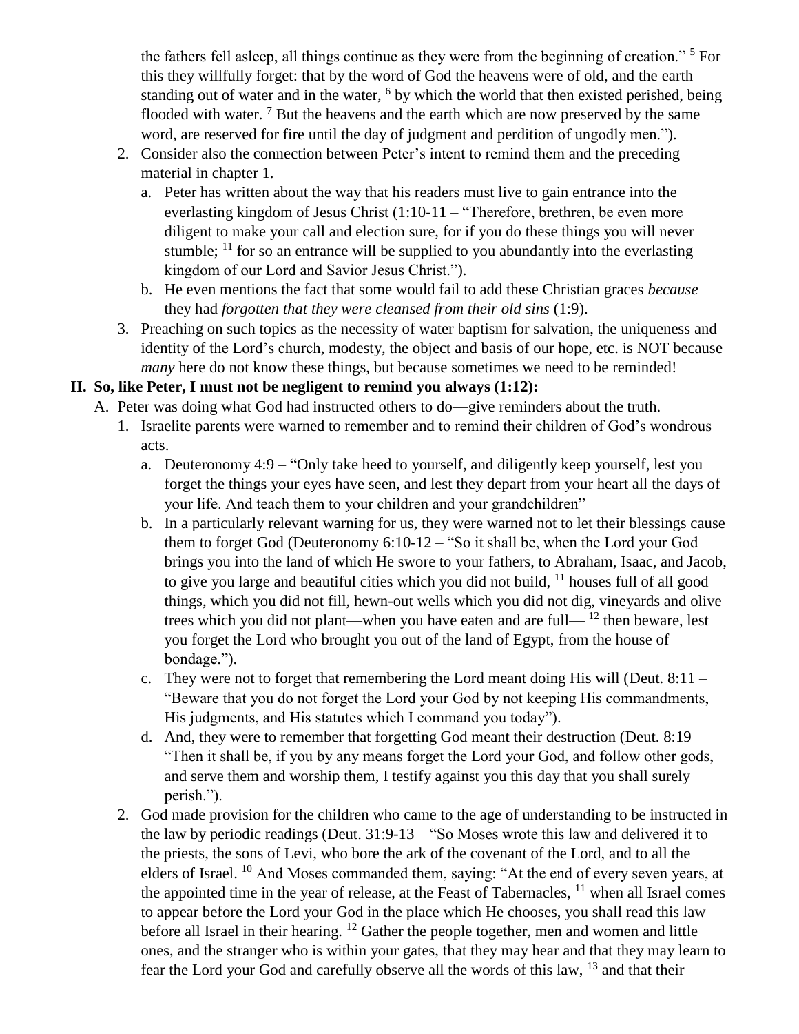the fathers fell asleep, all things continue as they were from the beginning of creation." [5] For this they willfully forget: that by the word of God the heavens were of old, and the earth standing out of water and in the water, [6] by which the world that then existed perished, being flooded with water. [7] But the heavens and the earth which are now preserved by the same word, are reserved for fire until the day of judgment and perdition of ungodly men.").

2. Consider also the connection between Peter's intent to remind them and the preceding material in chapter 1.
   a. Peter has written about the way that his readers must live to gain entrance into the everlasting kingdom of Jesus Christ (1:10-11 – "Therefore, brethren, be even more diligent to make your call and election sure, for if you do these things you will never stumble; [11] for so an entrance will be supplied to you abundantly into the everlasting kingdom of our Lord and Savior Jesus Christ.").
   b. He even mentions the fact that some would fail to add these Christian graces *because* they had *forgotten that they were cleansed from their old sins* (1:9).
3. Preaching on such topics as the necessity of water baptism for salvation, the uniqueness and identity of the Lord's church, modesty, the object and basis of our hope, etc. is NOT because *many* here do not know these things, but because sometimes we need to be reminded!

## II. So, like Peter, I must not be negligent to remind you always (1:12):

A. Peter was doing what God had instructed others to do—give reminders about the truth.
   1. Israelite parents were warned to remember and to remind their children of God's wondrous acts.
      a. Deuteronomy 4:9 – "Only take heed to yourself, and diligently keep yourself, lest you forget the things your eyes have seen, and lest they depart from your heart all the days of your life. And teach them to your children and your grandchildren"
      b. In a particularly relevant warning for us, they were warned not to let their blessings cause them to forget God (Deuteronomy 6:10-12 – "So it shall be, when the Lord your God brings you into the land of which He swore to your fathers, to Abraham, Isaac, and Jacob, to give you large and beautiful cities which you did not build, [11] houses full of all good things, which you did not fill, hewn-out wells which you did not dig, vineyards and olive trees which you did not plant—when you have eaten and are full— [12] then beware, lest you forget the Lord who brought you out of the land of Egypt, from the house of bondage.").
      c. They were not to forget that remembering the Lord meant doing His will (Deut. 8:11 – "Beware that you do not forget the Lord your God by not keeping His commandments, His judgments, and His statutes which I command you today").
      d. And, they were to remember that forgetting God meant their destruction (Deut. 8:19 – "Then it shall be, if you by any means forget the Lord your God, and follow other gods, and serve them and worship them, I testify against you this day that you shall surely perish.").
   2. God made provision for the children who came to the age of understanding to be instructed in the law by periodic readings (Deut. 31:9-13 – "So Moses wrote this law and delivered it to the priests, the sons of Levi, who bore the ark of the covenant of the Lord, and to all the elders of Israel. [10] And Moses commanded them, saying: "At the end of every seven years, at the appointed time in the year of release, at the Feast of Tabernacles, [11] when all Israel comes to appear before the Lord your God in the place which He chooses, you shall read this law before all Israel in their hearing. [12] Gather the people together, men and women and little ones, and the stranger who is within your gates, that they may hear and that they may learn to fear the Lord your God and carefully observe all the words of this law, [13] and that their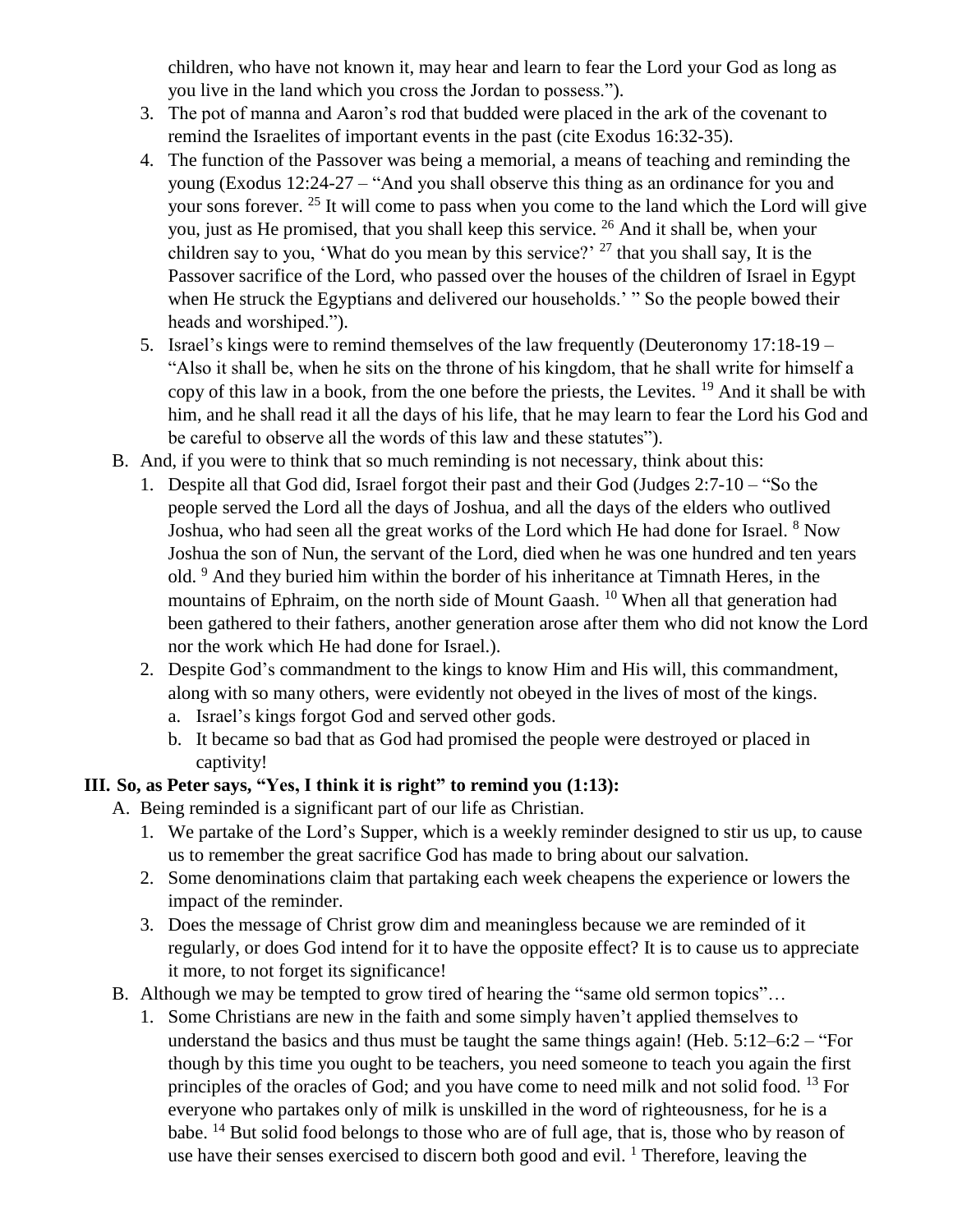children, who have not known it, may hear and learn to fear the Lord your God as long as you live in the land which you cross the Jordan to possess.").

3. The pot of manna and Aaron's rod that budded were placed in the ark of the covenant to remind the Israelites of important events in the past (cite Exodus 16:32-35).
4. The function of the Passover was being a memorial, a means of teaching and reminding the young (Exodus 12:24-27 – "And you shall observe this thing as an ordinance for you and your sons forever. [25] It will come to pass when you come to the land which the Lord will give you, just as He promised, that you shall keep this service. [26] And it shall be, when your children say to you, 'What do you mean by this service?' [27] that you shall say, It is the Passover sacrifice of the Lord, who passed over the houses of the children of Israel in Egypt when He struck the Egyptians and delivered our households.' " So the people bowed their heads and worshiped.").
5. Israel's kings were to remind themselves of the law frequently (Deuteronomy 17:18-19 – "Also it shall be, when he sits on the throne of his kingdom, that he shall write for himself a copy of this law in a book, from the one before the priests, the Levites. [19] And it shall be with him, and he shall read it all the days of his life, that he may learn to fear the Lord his God and be careful to observe all the words of this law and these statutes").

B. And, if you were to think that so much reminding is not necessary, think about this:
  1. Despite all that God did, Israel forgot their past and their God (Judges 2:7-10 – "So the people served the Lord all the days of Joshua, and all the days of the elders who outlived Joshua, who had seen all the great works of the Lord which He had done for Israel. [8] Now Joshua the son of Nun, the servant of the Lord, died when he was one hundred and ten years old. [9] And they buried him within the border of his inheritance at Timnath Heres, in the mountains of Ephraim, on the north side of Mount Gaash. [10] When all that generation had been gathered to their fathers, another generation arose after them who did not know the Lord nor the work which He had done for Israel.).
  2. Despite God's commandment to the kings to know Him and His will, this commandment, along with so many others, were evidently not obeyed in the lives of most of the kings.
     a. Israel's kings forgot God and served other gods.
     b. It became so bad that as God had promised the people were destroyed or placed in captivity!

### III. So, as Peter says, "Yes, I think it is right" to remind you (1:13):

A. Being reminded is a significant part of our life as Christian.
  1. We partake of the Lord's Supper, which is a weekly reminder designed to stir us up, to cause us to remember the great sacrifice God has made to bring about our salvation.
  2. Some denominations claim that partaking each week cheapens the experience or lowers the impact of the reminder.
  3. Does the message of Christ grow dim and meaningless because we are reminded of it regularly, or does God intend for it to have the opposite effect? It is to cause us to appreciate it more, to not forget its significance!

B. Although we may be tempted to grow tired of hearing the "same old sermon topics"…
  1. Some Christians are new in the faith and some simply haven't applied themselves to understand the basics and thus must be taught the same things again! (Heb. 5:12–6:2 – "For though by this time you ought to be teachers, you need someone to teach you again the first principles of the oracles of God; and you have come to need milk and not solid food. [13] For everyone who partakes only of milk is unskilled in the word of righteousness, for he is a babe. [14] But solid food belongs to those who are of full age, that is, those who by reason of use have their senses exercised to discern both good and evil. [1] Therefore, leaving the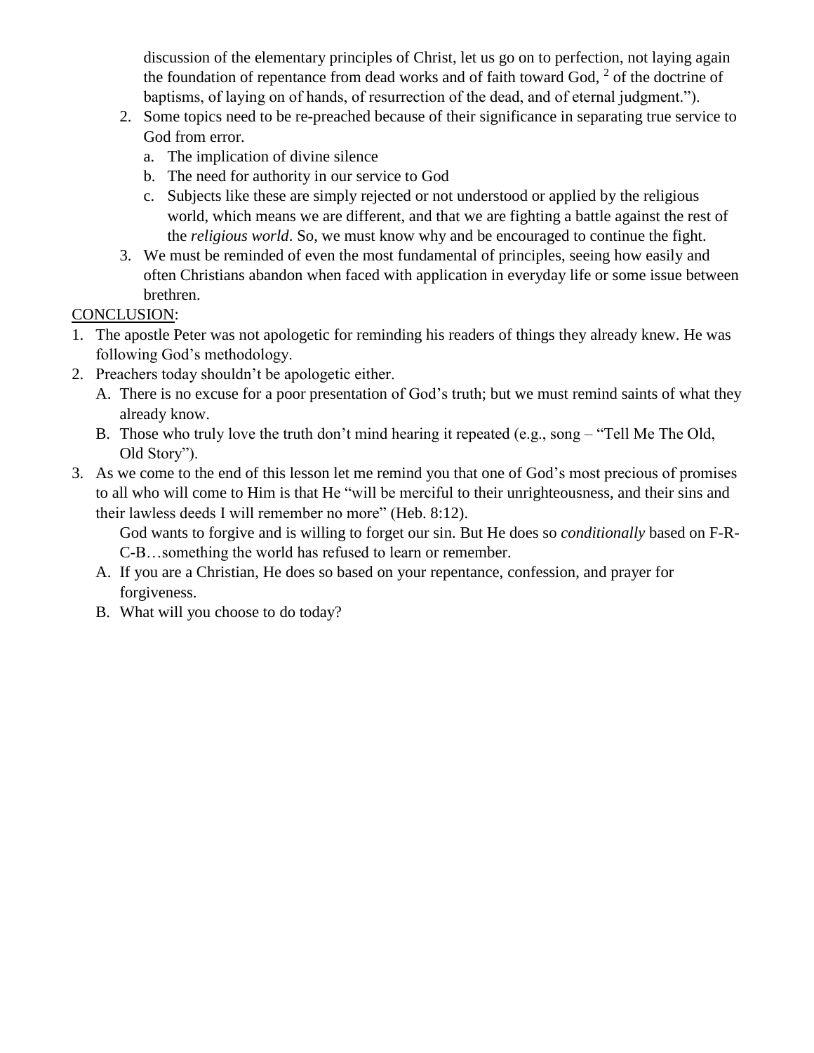discussion of the elementary principles of Christ, let us go on to perfection, not laying again the foundation of repentance from dead works and of faith toward God, [2] of the doctrine of baptisms, of laying on of hands, of resurrection of the dead, and of eternal judgment.").

2. Some topics need to be re-preached because of their significance in separating true service to God from error.
   a. The implication of divine silence
   b. The need for authority in our service to God
   c. Subjects like these are simply rejected or not understood or applied by the religious world, which means we are different, and that we are fighting a battle against the rest of the *religious world*. So, we must know why and be encouraged to continue the fight.
3. We must be reminded of even the most fundamental of principles, seeing how easily and often Christians abandon when faced with application in everyday life or some issue between brethren.

<u>CONCLUSION</u>:

1. The apostle Peter was not apologetic for reminding his readers of things they already knew. He was following God's methodology.
2. Preachers today shouldn't be apologetic either.
   A. There is no excuse for a poor presentation of God's truth; but we must remind saints of what they already know.
   B. Those who truly love the truth don't mind hearing it repeated (e.g., song – "Tell Me The Old, Old Story").
3. As we come to the end of this lesson let me remind you that one of God's most precious of promises to all who will come to Him is that He "will be merciful to their unrighteousness, and their sins and their lawless deeds I will remember no more" (Heb. 8:12).

   God wants to forgive and is willing to forget our sin. But He does so *conditionally* based on F-R-C-B…something the world has refused to learn or remember.

   A. If you are a Christian, He does so based on your repentance, confession, and prayer for forgiveness.
   B. What will you choose to do today?